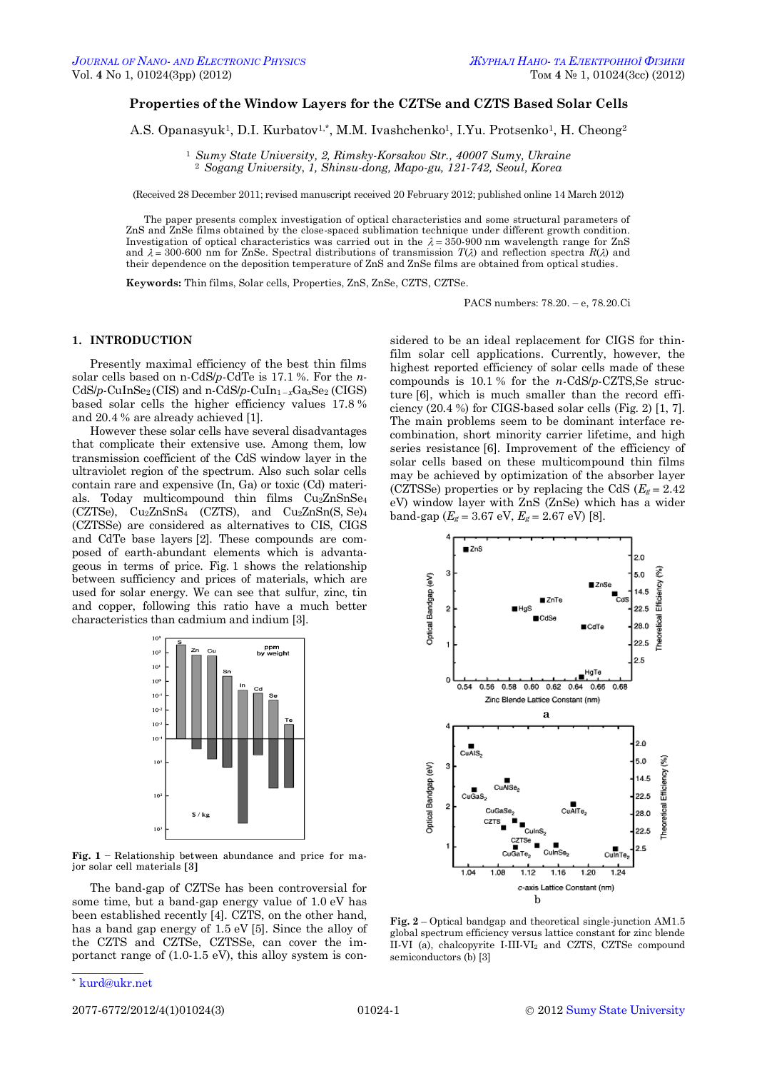# Properties of the Window Layers for the CZTSe and CZTS Based Solar Cells

A.S. Opanasyuk[1], D.I. Kurbatov[1,*], M.M. Ivashchenko[1], I.Yu. Protsenko[1], H. Cheong[2]

[1] *Sumy State University, 2, Rimsky-Korsakov Str., 40007 Sumy, Ukraine*
[2] *Sogang University, 1, Shinsu-dong, Mapo-gu, 121-742, Seoul, Korea*

(Received 28 December 2011; revised manuscript received 20 February 2012; published online 14 March 2012)

The paper presents complex investigation of optical characteristics and some structural parameters of ZnS and ZnSe films obtained by the close-spaced sublimation technique under different growth condition. Investigation of optical characteristics was carried out in the $\lambda = 350$-$900$ nm wavelength range for ZnS and $\lambda = 300$-$600$ nm for ZnSe. Spectral distributions of transmission $T(\lambda)$ and reflection spectra $R(\lambda)$ and their dependence on the deposition temperature of ZnS and ZnSe films are obtained from optical studies.

**Keywords:** Thin films, Solar cells, Properties, ZnS, ZnSe, CZTS, CZTSe.

PACS numbers: 78.20. – e, 78.20.Ci

## 1. INTRODUCTION

Presently maximal efficiency of the best thin films solar cells based on n-CdS/*p*-CdTe is 17.1 %. For the *n*-CdS/*p*-$CuInSe_2$ (CIS) and n-CdS/*p*-$CuIn_{1-x}Ga_xSe_2$ (CIGS) based solar cells the higher efficiency values 17.8 % and 20.4 % are already achieved [1].

However these solar cells have several disadvantages that complicate their extensive use. Among them, low transmission coefficient of the CdS window layer in the ultraviolet region of the spectrum. Also such solar cells contain rare and expensive (In, Ga) or toxic (Cd) materials. Today multicompound thin films $Cu_2ZnSnSe_4$ (CZTSe), $Cu_2ZnSnS_4$ (CZTS), and $Cu_2ZnSn(S, Se)_4$ (CZTSSe) are considered as alternatives to CIS, CIGS and CdTe base layers [2]. These compounds are composed of earth-abundant elements which is advantageous in terms of price. Fig. 1 shows the relationship between sufficiency and prices of materials, which are used for solar energy. We can see that sulfur, zinc, tin and copper, following this ratio have a much better characteristics than cadmium and indium [3].

**Fig. 1** – Relationship between abundance and price for major solar cell materials **[3]**

The band-gap of CZTSe has been controversial for some time, but a band-gap energy value of 1.0 eV has been established recently [4]. CZTS, on the other hand, has a band gap energy of 1.5 eV [5]. Since the alloy of the CZTS and CZTSe, CZTSSe, can cover the important range of (1.0-1.5 eV), this alloy system is considered to be an ideal replacement for CIGS for thin-film solar cell applications. Currently, however, the highest reported efficiency of solar cells made of these compounds is 10.1 % for the *n*-CdS/*p*-CZTS,Se structure [6], which is much smaller than the record efficiency (20.4 %) for CIGS-based solar cells (Fig. 2) [1, 7]. The main problems seem to be dominant interface recombination, short minority carrier lifetime, and high series resistance [6]. Improvement of the efficiency of solar cells based on these multicompound thin films may be achieved by optimization of the absorber layer (CZTSSe) properties or by replacing the CdS ($E_g = 2.42$ eV) window layer with ZnS (ZnSe) which has a wider band-gap ($E_g = 3.67$ eV, $E_g = 2.67$ eV) [8].

**Fig. 2** – Optical bandgap and theoretical single-junction AM1.5 global spectrum efficiency versus lattice constant for zinc blende II-VI (a), chalcopyrite I-III-$VI_2$ and CZTS, CZTSe compound semiconductors (b) [3]

\* kurd@ukr.net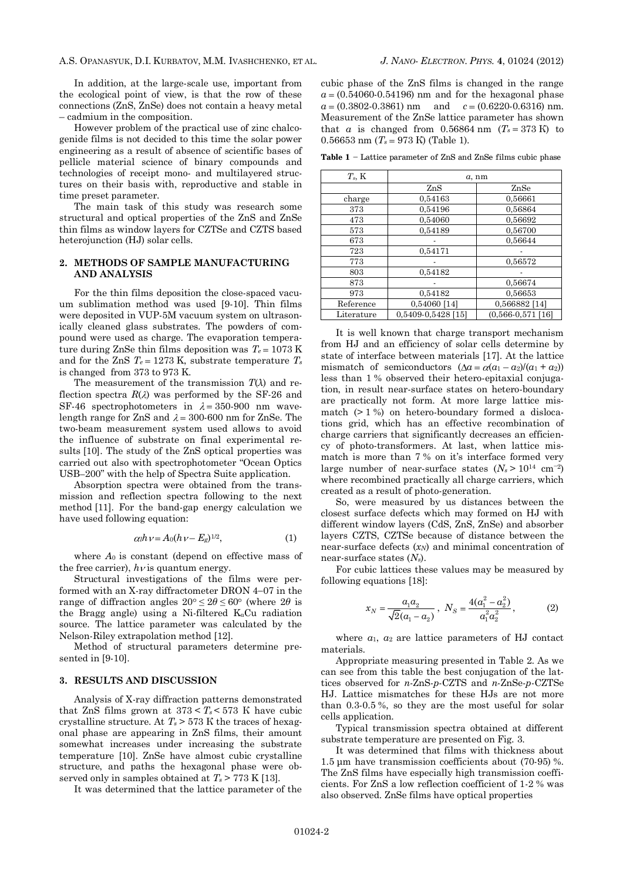In addition, at the large-scale use, important from the ecological point of view, is that the row of these connections (ZnS, ZnSe) does not contain a heavy metal – cadmium in the composition.

However problem of the practical use of zinc chalcogenide films is not decided to this time the solar power engineering as a result of absence of scientific bases of pellicle material science of binary compounds and technologies of receipt mono- and multilayered structures on their basis with, reproductive and stable in time preset parameter.

The main task of this study was research some structural and optical properties of the ZnS and ZnSe thin films as window layers for CZTSe and CZTS based heterojunction (HJ) solar cells.

## 2. METHODS OF SAMPLE MANUFACTURING AND ANALYSIS

For the thin films deposition the close-spaced vacuum sublimation method was used [9-10]. Thin films were deposited in VUP-5M vacuum system on ultrasonically cleaned glass substrates. The powders of compound were used as charge. The evaporation temperature during ZnSe thin films deposition was $T_e = 1073$ K and for the ZnS $T_e = 1273$ K, substrate temperature $T_s$ is changed from 373 to 973 K.

The measurement of the transmission $T(\lambda)$ and reflection spectra $R(\lambda)$ was performed by the SF-26 and SF-46 spectrophotometers in $\lambda = 350$-$900$ nm wavelength range for ZnS and $\lambda = 300$-$600$ nm for ZnSe. The two-beam measurement system used allows to avoid the influence of substrate on final experimental results [10]. The study of the ZnS optical properties was carried out also with spectrophotometer "Ocean Optics USB–200" with the help of Spectra Suite application.

Absorption spectra were obtained from the transmission and reflection spectra following to the next method [11]. For the band-gap energy calculation we have used following equation:

$$\alpha h\nu = A_0(h\nu - E_g)^{1/2}, \qquad (1)$$

where $A_0$ is constant (depend on effective mass of the free carrier), $h\nu$ is quantum energy.

Structural investigations of the films were performed with an X-ray diffractometer DRON 4–07 in the range of diffraction angles $20° \le 2\theta \le 60°$ (where $2\theta$ is the Bragg angle) using a Ni-filtered $K_\alpha$Cu radiation source. The lattice parameter was calculated by the Nelson-Riley extrapolation method [12].

Method of structural parameters determine presented in [9-10].

## 3. RESULTS AND DISCUSSION

Analysis of X-ray diffraction patterns demonstrated that ZnS films grown at $373 < T_s < 573$ K have cubic crystalline structure. At $T_s > 573$ K the traces of hexagonal phase are appearing in ZnS films, their amount somewhat increases under increasing the substrate temperature [10]. ZnSe have almost cubic crystalline structure, and paths the hexagonal phase were observed only in samples obtained at $T_s > 773$ K [13].

It was determined that the lattice parameter of the cubic phase of the ZnS films is changed in the range $a = (0.54060$-$0.54196)$ nm and for the hexagonal phase $a = (0.3802$-$0.3861)$ nm and $c = (0.6220$-$0.6316)$ nm. Measurement of the ZnSe lattice parameter has shown that $a$ is changed from 0.56864 nm ($T_s = 373$ K) to 0.56653 nm ($T_s = 973$ K) (Table 1).

**Table 1** – Lattice parameter of ZnS and ZnSe films cubic phase

| $T_s$, K | $a$, nm | |
|---|---|---|
| | ZnS | ZnSe |
| charge | 0,54163 | 0,56661 |
| 373 | 0,54196 | 0,56864 |
| 473 | 0,54060 | 0,56692 |
| 573 | 0,54189 | 0,56700 |
| 673 | - | 0,56644 |
| 723 | 0,54171 | - |
| 773 | - | 0,56572 |
| 803 | 0,54182 | - |
| 873 | - | 0,56674 |
| 973 | 0,54182 | 0,56653 |
| Reference | 0,54060 [14] | 0,566882 [14] |
| Literature | 0,5409-0,5428 [15] | (0,566-0,571 [16] |

It is well known that charge transport mechanism from HJ and an efficiency of solar cells determine by state of interface between materials [17]. At the lattice mismatch of semiconductors ($\Delta a = \alpha(a_1 - a_2)/(a_1 + a_2)$) less than 1 % observed their hetero-epitaxial conjugation, in result near-surface states on hetero-boundary are practically not form. At more large lattice mismatch (> 1 %) on hetero-boundary formed a dislocations grid, which has an effective recombination of charge carriers that significantly decreases an efficiency of photo-transformers. At last, when lattice mismatch is more than 7 % on it's interface formed very large number of near-surface states ($N_s > 10^{14}$ cm$^{-2}$) where recombined practically all charge carriers, which created as a result of photo-generation.

So, were measured by us distances between the closest surface defects which may formed on HJ with different window layers (CdS, ZnS, ZnSe) and absorber layers CZTS, CZTSe because of distance between the near-surface defects ($x_N$) and minimal concentration of near-surface states ($N_s$).

For cubic lattices these values may be measured by following equations [18]:

$$x_N = \frac{a_1 a_2}{\sqrt{2}(a_1 - a_2)}, \quad N_S = \frac{4(a_1^2 - a_2^2)}{a_1^2 a_2^2}, \qquad (2)$$

where $a_1$, $a_2$ are lattice parameters of HJ contact materials.

Appropriate measuring presented in Table 2. As we can see from this table the best conjugation of the lattices observed for *n*-ZnS-*p*-CZTS and *n*-ZnSe-*p*-CZTSe HJ. Lattice mismatches for these HJs are not more than 0.3-0.5 %, so they are the most useful for solar cells application.

Typical transmission spectra obtained at different substrate temperature are presented on Fig. 3.

It was determined that films with thickness about 1.5 μm have transmission coefficients about (70-95) %. The ZnS films have especially high transmission coefficients. For ZnS a low reflection coefficient of 1-2 % was also observed. ZnSe films have optical properties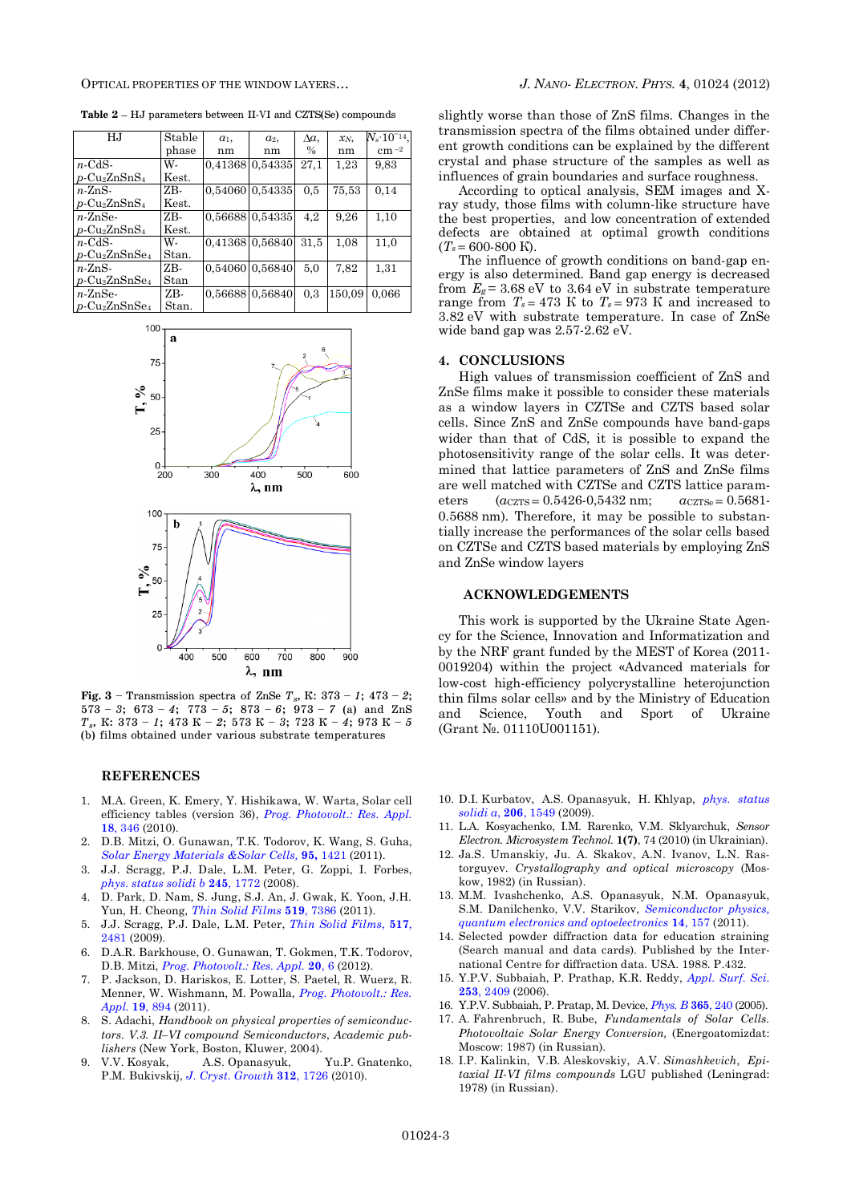**Table 2** – HJ parameters between II-VI and CZTS(Se) compounds

| HJ | Stable phase | $a_1$, nm | $a_2$, nm | $\Delta a$, % | $x_N$, nm | $N_s \cdot 10^{-14}$, cm$^{-2}$ |
|---|---|---|---|---|---|---|
| $n$-CdS-$p$-$Cu_2ZnSnS_4$ | W-Kest. | 0,41368 | 0,54335 | 27,1 | 1,23 | 9,83 |
| $n$-ZnS-$p$-$Cu_2ZnSnS_4$ | ZB-Kest. | 0,54060 | 0,54335 | 0,5 | 75,53 | 0,14 |
| $n$-ZnSe-$p$-$Cu_2ZnSnS_4$ | ZB-Kest. | 0,56688 | 0,54335 | 4,2 | 9,26 | 1,10 |
| $n$-CdS-$p$-$Cu_2ZnSnSe_4$ | W-Stan. | 0,41368 | 0,56840 | 31,5 | 1,08 | 11,0 |
| $n$-ZnS-$p$-$Cu_2ZnSnSe_4$ | ZB-Stan | 0,54060 | 0,56840 | 5,0 | 7,82 | 1,31 |
| $n$-ZnSe-$p$-$Cu_2ZnSnSe_4$ | ZB-Stan. | 0,56688 | 0,56840 | 0,3 | 150,09 | 0,066 |

a
T, %
λ, nm
200 300 400 500 600
0 25 50 75 100
1 2 3 4 5 6 7

b
T, %
λ, nm
400 500 600 700 800 900
0 25 50 75 100
1 2 3 4 5

**Fig. 3** – Transmission spectra of ZnSe $T_s$, K: 373 – *1*; 473 – *2*; 573 – *3*; 673 – *4*; 773 – *5*; 873 – *6*; 973 – *7* **(a)** and ZnS $T_s$, K: 373 – *1*; 473 K – *2*; 573 K – *3*; 723 K – *4*; 973 K – *5* **(b)** films obtained under various substrate temperatures

slightly worse than those of ZnS films. Changes in the transmission spectra of the films obtained under different growth conditions can be explained by the different crystal and phase structure of the samples as well as influences of grain boundaries and surface roughness.

According to optical analysis, SEM images and X-ray study, those films with column-like structure have the best properties, and low concentration of extended defects are obtained at optimal growth conditions ($T_s$ = 600-800 K).

The influence of growth conditions on band-gap energy is also determined. Band gap energy is decreased from $E_g$ = 3.68 eV to 3.64 eV in substrate temperature range from $T_s$ = 473 K to $T_s$ = 973 K and increased to 3.82 eV with substrate temperature. In case of ZnSe wide band gap was 2.57-2.62 eV.

## 4. CONCLUSIONS

High values of transmission coefficient of ZnS and ZnSe films make it possible to consider these materials as a window layers in CZTSe and CZTS based solar cells. Since ZnS and ZnSe compounds have band-gaps wider than that of CdS, it is possible to expand the photosensitivity range of the solar cells. It was determined that lattice parameters of ZnS and ZnSe films are well matched with CZTSe and CZTS lattice parameters ($a_{CZTS}$ = 0.5426-0,5432 nm; $a_{CZTSe}$ = 0.5681-0.5688 nm). Therefore, it may be possible to substantially increase the performances of the solar cells based on CZTSe and CZTS based materials by employing ZnS and ZnSe window layers

## ACKNOWLEDGEMENTS

This work is supported by the Ukraine State Agency for the Science, Innovation and Informatization and by the NRF grant funded by the MEST of Korea (2011-0019204) within the project «Advanced materials for low-cost high-efficiency polycrystalline heterojunction thin films solar cells» and by the Ministry of Education and Science, Youth and Sport of Ukraine (Grant №. 01110U001151).

## REFERENCES

1. M.A. Green, K. Emery, Y. Hishikawa, W. Warta, Solar cell efficiency tables (version 36), *Prog. Photovolt.: Res. Appl.* **18**, 346 (2010).
2. D.B. Mitzi, O. Gunawan, T.K. Todorov, K. Wang, S. Guha, *Solar Energy Materials &Solar Cells,* **95,** 1421 (2011).
3. J.J. Scragg, P.J. Dale, L.M. Peter, G. Zoppi, I. Forbes, *phys. status solidi b* **245**, 1772 (2008).
4. D. Park, D. Nam, S. Jung, S.J. An, J. Gwak, K. Yoon, J.H. Yun, H. Cheong, *Thin Solid Films* **519**, 7386 (2011).
5. J.J. Scragg, P.J. Dale, L.M. Peter, *Thin Solid Films*, **517**, 2481 (2009).
6. D.A.R. Barkhouse, O. Gunawan, T. Gokmen, T.K. Todorov, D.B. Mitzi, *Prog. Photovolt.: Res. Appl.* **20**, 6 (2012).
7. P. Jackson, D. Hariskos, E. Lotter, S. Paetel, R. Wuerz, R. Menner, W. Wishmann, M. Powalla, *Prog. Photovolt.: Res. Appl.* **19**, 894 (2011).
8. S. Adachi, *Handbook on physical properties of semiconductors. V.3. II–VI compound Semiconductors, Academic publishers* (New York, Boston, Kluwer, 2004).
9. V.V. Kosyak, A.S. Opanasyuk, Yu.P. Gnatenko, P.M. Bukivskij, *J. Cryst. Growth* **312**, 1726 (2010).
10. D.I. Kurbatov, A.S. Opanasyuk, H. Khlyap, *phys. status solidi a*, **206**, 1549 (2009).
11. L.A. Kosyachenko, I.M. Rarenko, V.M. Sklyarchuk, *Sensor Electron. Microsystem Technol.* **1(7)**, 74 (2010) (in Ukrainian).
12. Ja.S. Umanskiy, Ju. A. Skakov, A.N. Ivanov, L.N. Rastorguyev. *Crystallography and optical microscopy* (Moskow, 1982) (in Russian).
13. M.M. Ivashchenko, A.S. Opanasyuk, N.M. Opanasyuk, S.M. Danilchenko, V.V. Starikov, *Semiconductor physics, quantum electronics and optoelectronics* **14**, 157 (2011).
14. Selected powder diffraction data for education straining (Search manual and data cards). Published by the International Centre for diffraction data. USA. 1988. P.432.
15. Y.P.V. Subbaiah, P. Prathap, K.R. Reddy, *Appl. Surf. Sci.* **253**, 2409 (2006).
16. Y.P.V. Subbaiah, P. Pratap, M. Device, *Phys. B* **365**, 240 (2005).
17. A. Fahrenbruch, R. Bube, *Fundamentals of Solar Cells. Photovoltaic Solar Energy Conversion,* (Energoatomizdat: Moscow: 1987) (in Russian).
18. I.P. Kalinkin, V.B. Aleskovskiy, A.V. *Simashkevich, Epitaxial II-VI films compounds* LGU published (Leningrad: 1978) (in Russian).